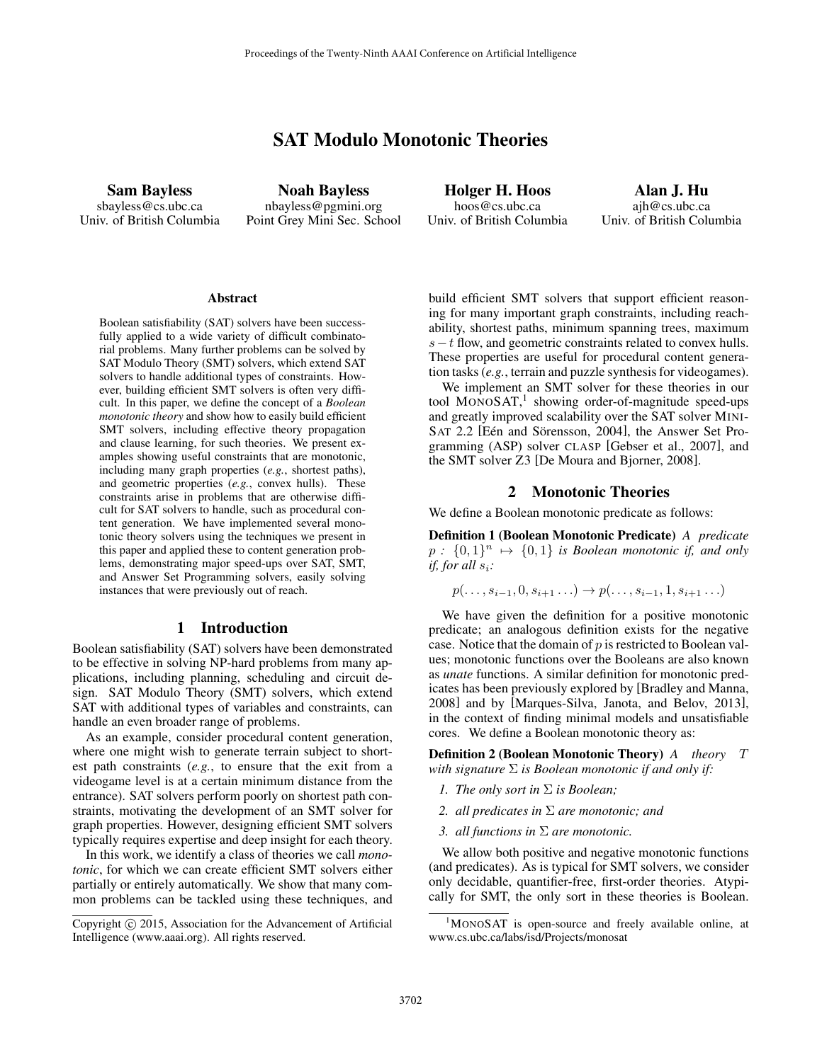# SAT Modulo Monotonic Theories

**Sam Bayless**
sbayless@cs.ubc.ca
Univ. of British Columbia

**Noah Bayless**
nbayless@pgmini.org
Point Grey Mini Sec. School

**Holger H. Hoos**
hoos@cs.ubc.ca
Univ. of British Columbia

**Alan J. Hu**
ajh@cs.ubc.ca
Univ. of British Columbia

### Abstract

Boolean satisfiability (SAT) solvers have been successfully applied to a wide variety of difficult combinatorial problems. Many further problems can be solved by SAT Modulo Theory (SMT) solvers, which extend SAT solvers to handle additional types of constraints. However, building efficient SMT solvers is often very difficult. In this paper, we define the concept of a *Boolean monotonic theory* and show how to easily build efficient SMT solvers, including effective theory propagation and clause learning, for such theories. We present examples showing useful constraints that are monotonic, including many graph properties (*e.g.*, shortest paths), and geometric properties (*e.g.*, convex hulls). These constraints arise in problems that are otherwise difficult for SAT solvers to handle, such as procedural content generation. We have implemented several monotonic theory solvers using the techniques we present in this paper and applied these to content generation problems, demonstrating major speed-ups over SAT, SMT, and Answer Set Programming solvers, easily solving instances that were previously out of reach.

## 1 Introduction

Boolean satisfiability (SAT) solvers have been demonstrated to be effective in solving NP-hard problems from many applications, including planning, scheduling and circuit design. SAT Modulo Theory (SMT) solvers, which extend SAT with additional types of variables and constraints, can handle an even broader range of problems.

As an example, consider procedural content generation, where one might wish to generate terrain subject to shortest path constraints (*e.g.*, to ensure that the exit from a videogame level is at a certain minimum distance from the entrance). SAT solvers perform poorly on shortest path constraints, motivating the development of an SMT solver for graph properties. However, designing efficient SMT solvers typically requires expertise and deep insight for each theory.

In this work, we identify a class of theories we call *monotonic*, for which we can create efficient SMT solvers either partially or entirely automatically. We show that many common problems can be tackled using these techniques, and build efficient SMT solvers that support efficient reasoning for many important graph constraints, including reachability, shortest paths, minimum spanning trees, maximum $s-t$ flow, and geometric constraints related to convex hulls. These properties are useful for procedural content generation tasks (*e.g.*, terrain and puzzle synthesis for videogames).

We implement an SMT solver for these theories in our tool MONOSAT,[1] showing order-of-magnitude speed-ups and greatly improved scalability over the SAT solver MINISAT 2.2 [Eén and Sörensson, 2004], the Answer Set Programming (ASP) solver CLASP [Gebser et al., 2007], and the SMT solver Z3 [De Moura and Bjorner, 2008].

## 2 Monotonic Theories

We define a Boolean monotonic predicate as follows:

**Definition 1 (Boolean Monotonic Predicate)** *A predicate $p : \{0,1\}^n \mapsto \{0,1\}$ is Boolean monotonic if, and only if, for all $s_i$:*

$$p(\ldots, s_{i-1}, 0, s_{i+1} \ldots) \rightarrow p(\ldots, s_{i-1}, 1, s_{i+1} \ldots)$$

We have given the definition for a positive monotonic predicate; an analogous definition exists for the negative case. Notice that the domain of $p$ is restricted to Boolean values; monotonic functions over the Booleans are also known as *unate* functions. A similar definition for monotonic predicates has been previously explored by [Bradley and Manna, 2008] and by [Marques-Silva, Janota, and Belov, 2013], in the context of finding minimal models and unsatisfiable cores. We define a Boolean monotonic theory as:

**Definition 2 (Boolean Monotonic Theory)** *A theory $T$ with signature $\Sigma$ is Boolean monotonic if and only if:*

1. *The only sort in $\Sigma$ is Boolean;*
2. *all predicates in $\Sigma$ are monotonic; and*
3. *all functions in $\Sigma$ are monotonic.*

We allow both positive and negative monotonic functions (and predicates). As is typical for SMT solvers, we consider only decidable, quantifier-free, first-order theories. Atypically for SMT, the only sort in these theories is Boolean.

[1] MONOSAT is open-source and freely available online, at www.cs.ubc.ca/labs/isd/Projects/monosat

Copyright © 2015, Association for the Advancement of Artificial Intelligence (www.aaai.org). All rights reserved.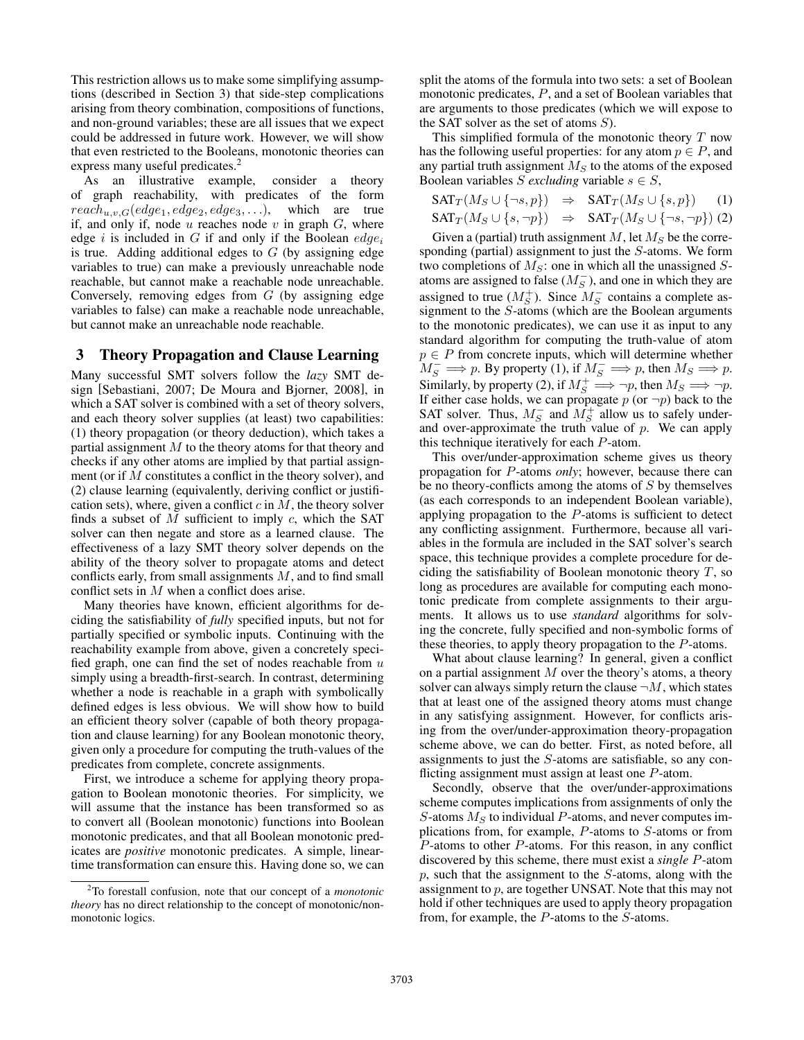This restriction allows us to make some simplifying assumptions (described in Section 3) that side-step complications arising from theory combination, compositions of functions, and non-ground variables; these are all issues that we expect could be addressed in future work. However, we will show that even restricted to the Booleans, monotonic theories can express many useful predicates.[2]

As an illustrative example, consider a theory of graph reachability, with predicates of the form $reach_{u,v,G}(edge_1, edge_2, edge_3, \ldots)$, which are true if, and only if, node $u$ reaches node $v$ in graph $G$, where edge $i$ is included in $G$ if and only if the Boolean $edge_i$ is true. Adding additional edges to $G$ (by assigning edge variables to true) can make a previously unreachable node reachable, but cannot make a reachable node unreachable. Conversely, removing edges from $G$ (by assigning edge variables to false) can make a reachable node unreachable, but cannot make an unreachable node reachable.

## 3 Theory Propagation and Clause Learning

Many successful SMT solvers follow the *lazy* SMT design [Sebastiani, 2007; De Moura and Bjorner, 2008], in which a SAT solver is combined with a set of theory solvers, and each theory solver supplies (at least) two capabilities: (1) theory propagation (or theory deduction), which takes a partial assignment $M$ to the theory atoms for that theory and checks if any other atoms are implied by that partial assignment (or if $M$ constitutes a conflict in the theory solver), and (2) clause learning (equivalently, deriving conflict or justification sets), where, given a conflict $c$ in $M$, the theory solver finds a subset of $M$ sufficient to imply $c$, which the SAT solver can then negate and store as a learned clause. The effectiveness of a lazy SMT theory solver depends on the ability of the theory solver to propagate atoms and detect conflicts early, from small assignments $M$, and to find small conflict sets in $M$ when a conflict does arise.

Many theories have known, efficient algorithms for deciding the satisfiability of *fully* specified inputs, but not for partially specified or symbolic inputs. Continuing with the reachability example from above, given a concretely specified graph, one can find the set of nodes reachable from $u$ simply using a breadth-first-search. In contrast, determining whether a node is reachable in a graph with symbolically defined edges is less obvious. We will show how to build an efficient theory solver (capable of both theory propagation and clause learning) for any Boolean monotonic theory, given only a procedure for computing the truth-values of the predicates from complete, concrete assignments.

First, we introduce a scheme for applying theory propagation to Boolean monotonic theories. For simplicity, we will assume that the instance has been transformed so as to convert all (Boolean monotonic) functions into Boolean monotonic predicates, and that all Boolean monotonic predicates are *positive* monotonic predicates. A simple, linear-time transformation can ensure this. Having done so, we can split the atoms of the formula into two sets: a set of Boolean monotonic predicates, $P$, and a set of Boolean variables that are arguments to those predicates (which we will expose to the SAT solver as the set of atoms $S$).

This simplified formula of the monotonic theory $T$ now has the following useful properties: for any atom $p \in P$, and any partial truth assignment $M_S$ to the atoms of the exposed Boolean variables $S$ *excluding* variable $s \in S$,

$$\text{SAT}_T(M_S \cup \{\neg s, p\}) \Rightarrow \text{SAT}_T(M_S \cup \{s, p\}) \quad (1)$$

$$\text{SAT}_T(M_S \cup \{s, \neg p\}) \Rightarrow \text{SAT}_T(M_S \cup \{\neg s, \neg p\}) \quad (2)$$

Given a (partial) truth assignment $M$, let $M_S$ be the corresponding (partial) assignment to just the $S$-atoms. We form two completions of $M_S$: one in which all the unassigned $S$-atoms are assigned to false ($M_S^-$), and one in which they are assigned to true ($M_S^+$). Since $M_S^-$ contains a complete assignment to the $S$-atoms (which are the Boolean arguments to the monotonic predicates), we can use it as input to any standard algorithm for computing the truth-value of atom $p \in P$ from concrete inputs, which will determine whether $M_S^- \implies p$. By property (1), if $M_S^- \implies p$, then $M_S \implies p$. Similarly, by property (2), if $M_S^+ \implies \neg p$, then $M_S \implies \neg p$. If either case holds, we can propagate $p$ (or $\neg p$) back to the SAT solver. Thus, $M_S^-$ and $M_S^+$ allow us to safely under- and over-approximate the truth value of $p$. We can apply this technique iteratively for each $P$-atom.

This over/under-approximation scheme gives us theory propagation for $P$-atoms *only*; however, because there can be no theory-conflicts among the atoms of $S$ by themselves (as each corresponds to an independent Boolean variable), applying propagation to the $P$-atoms is sufficient to detect any conflicting assignment. Furthermore, because all variables in the formula are included in the SAT solver's search space, this technique provides a complete procedure for deciding the satisfiability of Boolean monotonic theory $T$, so long as procedures are available for computing each monotonic predicate from complete assignments to their arguments. It allows us to use *standard* algorithms for solving the concrete, fully specified and non-symbolic forms of these theories, to apply theory propagation to the $P$-atoms.

What about clause learning? In general, given a conflict on a partial assignment $M$ over the theory's atoms, a theory solver can always simply return the clause $\neg M$, which states that at least one of the assigned theory atoms must change in any satisfying assignment. However, for conflicts arising from the over/under-approximation theory-propagation scheme above, we can do better. First, as noted before, all assignments to just the $S$-atoms are satisfiable, so any conflicting assignment must assign at least one $P$-atom.

Secondly, observe that the over/under-approximations scheme computes implications from assignments of only the $S$-atoms $M_S$ to individual $P$-atoms, and never computes implications from, for example, $P$-atoms to $S$-atoms or from $P$-atoms to other $P$-atoms. For this reason, in any conflict discovered by this scheme, there must exist a *single* $P$-atom $p$, such that the assignment to the $S$-atoms, along with the assignment to $p$, are together UNSAT. Note that this may not hold if other techniques are used to apply theory propagation from, for example, the $P$-atoms to the $S$-atoms.

[2] To forestall confusion, note that our concept of a *monotonic theory* has no direct relationship to the concept of monotonic/non-monotonic logics.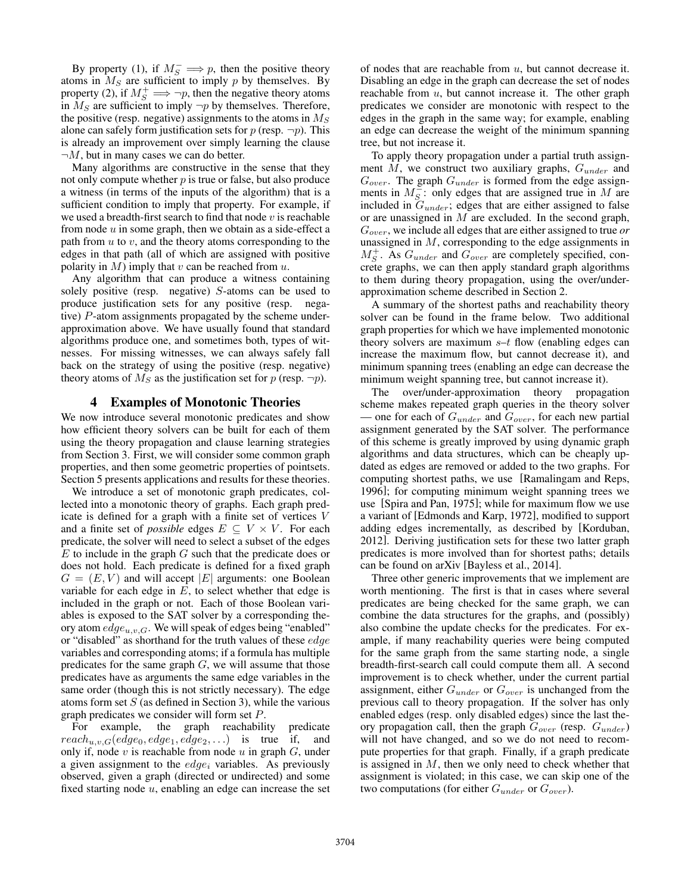By property (1), if $M_S^- \implies p$, then the positive theory atoms in $M_S$ are sufficient to imply $p$ by themselves. By property (2), if $M_S^+ \implies \neg p$, then the negative theory atoms in $M_S$ are sufficient to imply $\neg p$ by themselves. Therefore, the positive (resp. negative) assignments to the atoms in $M_S$ alone can safely form justification sets for $p$ (resp. $\neg p$). This is already an improvement over simply learning the clause $\neg M$, but in many cases we can do better.

Many algorithms are constructive in the sense that they not only compute whether $p$ is true or false, but also produce a witness (in terms of the inputs of the algorithm) that is a sufficient condition to imply that property. For example, if we used a breadth-first search to find that node $v$ is reachable from node $u$ in some graph, then we obtain as a side-effect a path from $u$ to $v$, and the theory atoms corresponding to the edges in that path (all of which are assigned with positive polarity in $M$) imply that $v$ can be reached from $u$.

Any algorithm that can produce a witness containing solely positive (resp. negative) $S$-atoms can be used to produce justification sets for any positive (resp. negative) $P$-atom assignments propagated by the scheme underapproximation above. We have usually found that standard algorithms produce one, and sometimes both, types of witnesses. For missing witnesses, we can always safely fall back on the strategy of using the positive (resp. negative) theory atoms of $M_S$ as the justification set for $p$ (resp. $\neg p$).

## 4 Examples of Monotonic Theories

We now introduce several monotonic predicates and show how efficient theory solvers can be built for each of them using the theory propagation and clause learning strategies from Section 3. First, we will consider some common graph properties, and then some geometric properties of pointsets. Section 5 presents applications and results for these theories.

We introduce a set of monotonic graph predicates, collected into a monotonic theory of graphs. Each graph predicate is defined for a graph with a finite set of vertices $V$ and a finite set of *possible* edges $E \subseteq V \times V$. For each predicate, the solver will need to select a subset of the edges $E$ to include in the graph $G$ such that the predicate does or does not hold. Each predicate is defined for a fixed graph $G = (E, V)$ and will accept $|E|$ arguments: one Boolean variable for each edge in $E$, to select whether that edge is included in the graph or not. Each of those Boolean variables is exposed to the SAT solver by a corresponding theory atom $edge_{u,v,G}$. We will speak of edges being "enabled" or "disabled" as shorthand for the truth values of these $edge$ variables and corresponding atoms; if a formula has multiple predicates for the same graph $G$, we will assume that those predicates have as arguments the same edge variables in the same order (though this is not strictly necessary). The edge atoms form set $S$ (as defined in Section 3), while the various graph predicates we consider will form set $P$.

For example, the graph reachability predicate $reach_{u,v,G}(edge_0, edge_1, edge_2, \ldots)$ is true if, and only if, node $v$ is reachable from node $u$ in graph $G$, under a given assignment to the $edge_i$ variables. As previously observed, given a graph (directed or undirected) and some fixed starting node $u$, enabling an edge can increase the set of nodes that are reachable from $u$, but cannot decrease it. Disabling an edge in the graph can decrease the set of nodes reachable from $u$, but cannot increase it. The other graph predicates we consider are monotonic with respect to the edges in the graph in the same way; for example, enabling an edge can decrease the weight of the minimum spanning tree, but not increase it.

To apply theory propagation under a partial truth assignment $M$, we construct two auxiliary graphs, $G_{under}$ and $G_{over}$. The graph $G_{under}$ is formed from the edge assignments in $M_S^-$: only edges that are assigned true in $M$ are included in $G_{under}$; edges that are either assigned to false or are unassigned in $M$ are excluded. In the second graph, $G_{over}$, we include all edges that are either assigned to true *or* unassigned in $M$, corresponding to the edge assignments in $M_S^+$. As $G_{under}$ and $G_{over}$ are completely specified, concrete graphs, we can then apply standard graph algorithms to them during theory propagation, using the over/under-approximation scheme described in Section 2.

A summary of the shortest paths and reachability theory solver can be found in the frame below. Two additional graph properties for which we have implemented monotonic theory solvers are maximum $s$–$t$ flow (enabling edges can increase the maximum flow, but cannot decrease it), and minimum spanning trees (enabling an edge can decrease the minimum weight spanning tree, but cannot increase it).

The over/under-approximation theory propagation scheme makes repeated graph queries in the theory solver — one for each of $G_{under}$ and $G_{over}$, for each new partial assignment generated by the SAT solver. The performance of this scheme is greatly improved by using dynamic graph algorithms and data structures, which can be cheaply updated as edges are removed or added to the two graphs. For computing shortest paths, we use [Ramalingam and Reps, 1996]; for computing minimum weight spanning trees we use [Spira and Pan, 1975]; while for maximum flow we use a variant of [Edmonds and Karp, 1972], modified to support adding edges incrementally, as described by [Korduban, 2012]. Deriving justification sets for these two latter graph predicates is more involved than for shortest paths; details can be found on arXiv [Bayless et al., 2014].

Three other generic improvements that we implement are worth mentioning. The first is that in cases where several predicates are being checked for the same graph, we can combine the data structures for the graphs, and (possibly) also combine the update checks for the predicates. For example, if many reachability queries were being computed for the same graph from the same starting node, a single breadth-first-search call could compute them all. A second improvement is to check whether, under the current partial assignment, either $G_{under}$ or $G_{over}$ is unchanged from the previous call to theory propagation. If the solver has only enabled edges (resp. only disabled edges) since the last theory propagation call, then the graph $G_{over}$ (resp. $G_{under}$) will not have changed, and so we do not need to recompute properties for that graph. Finally, if a graph predicate is assigned in $M$, then we only need to check whether that assignment is violated; in this case, we can skip one of the two computations (for either $G_{under}$ or $G_{over}$).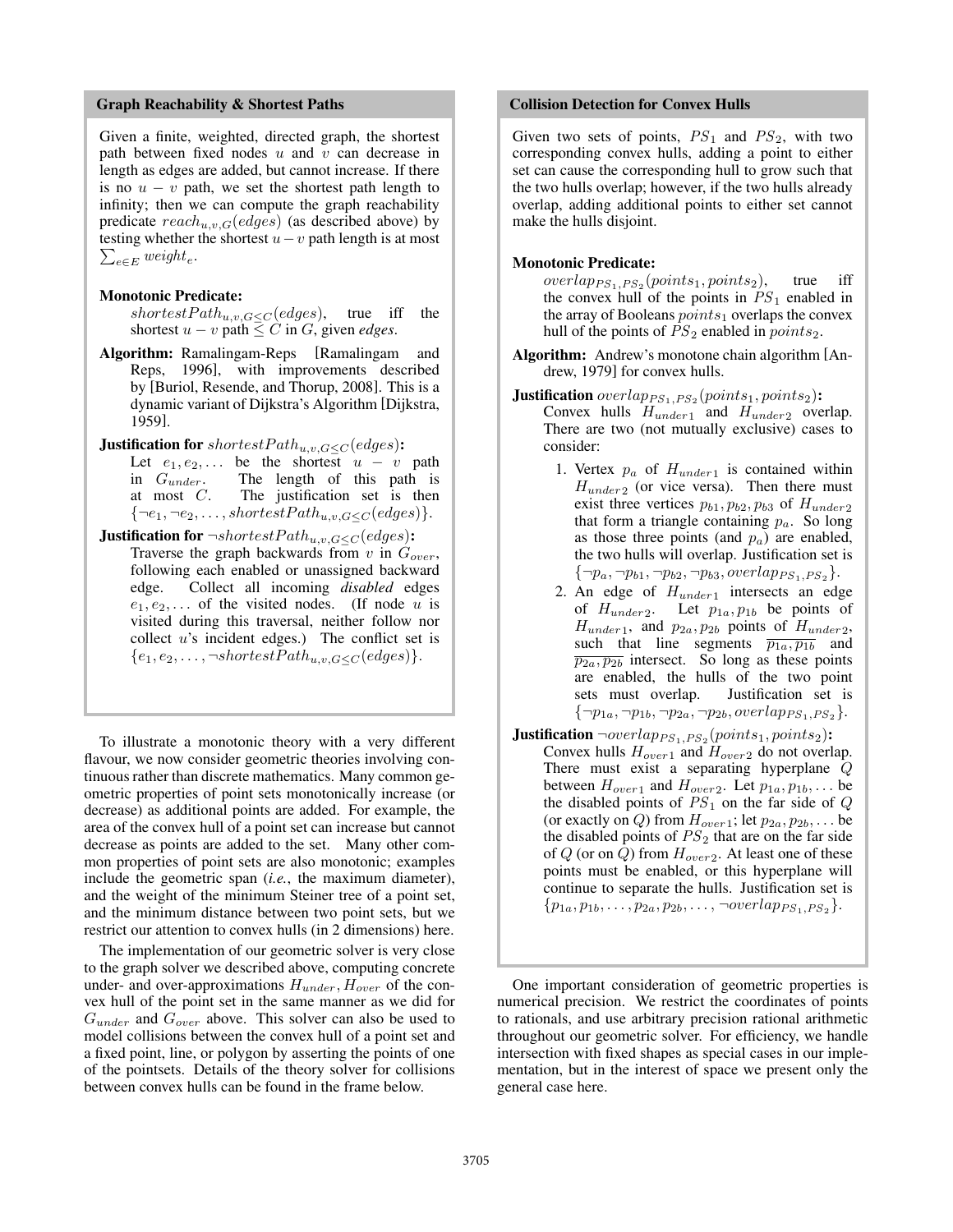### Graph Reachability & Shortest Paths

Given a finite, weighted, directed graph, the shortest path between fixed nodes $u$ and $v$ can decrease in length as edges are added, but cannot increase. If there is no $u - v$ path, we set the shortest path length to infinity; then we can compute the graph reachability predicate $reach_{u,v,G}(edges)$ (as described above) by testing whether the shortest $u - v$ path length is at most $\sum_{e \in E} weight_e$.

**Monotonic Predicate:**
$shortestPath_{u,v,G \leq C}(edges)$, true iff the shortest $u - v$ path $\leq C$ in $G$, given *edges*.

**Algorithm:** Ramalingam-Reps [Ramalingam and Reps, 1996], with improvements described by [Buriol, Resende, and Thorup, 2008]. This is a dynamic variant of Dijkstra's Algorithm [Dijkstra, 1959].

**Justification for $shortestPath_{u,v,G \leq C}(edges)$:**
Let $e_1, e_2, \ldots$ be the shortest $u - v$ path in $G_{under}$. The length of this path is at most $C$. The justification set is then $\{\neg e_1, \neg e_2, \ldots, shortestPath_{u,v,G \leq C}(edges)\}$.

**Justification for $\neg shortestPath_{u,v,G \leq C}(edges)$:**
Traverse the graph backwards from $v$ in $G_{over}$, following each enabled or unassigned backward edge. Collect all incoming *disabled* edges $e_1, e_2, \ldots$ of the visited nodes. (If node $u$ is visited during this traversal, neither follow nor collect $u$'s incident edges.) The conflict set is $\{e_1, e_2, \ldots, \neg shortestPath_{u,v,G \leq C}(edges)\}$.

To illustrate a monotonic theory with a very different flavour, we now consider geometric theories involving continuous rather than discrete mathematics. Many common geometric properties of point sets monotonically increase (or decrease) as additional points are added. For example, the area of the convex hull of a point set can increase but cannot decrease as points are added to the set. Many other common properties of point sets are also monotonic; examples include the geometric span (*i.e.*, the maximum diameter), and the weight of the minimum Steiner tree of a point set, and the minimum distance between two point sets, but we restrict our attention to convex hulls (in 2 dimensions) here.

The implementation of our geometric solver is very close to the graph solver we described above, computing concrete under- and over-approximations $H_{under}, H_{over}$ of the convex hull of the point set in the same manner as we did for $G_{under}$ and $G_{over}$ above. This solver can also be used to model collisions between the convex hull of a point set and a fixed point, line, or polygon by asserting the points of one of the pointsets. Details of the theory solver for collisions between convex hulls can be found in the frame below.

### Collision Detection for Convex Hulls

Given two sets of points, $PS_1$ and $PS_2$, with two corresponding convex hulls, adding a point to either set can cause the corresponding hull to grow such that the two hulls overlap; however, if the two hulls already overlap, adding additional points to either set cannot make the hulls disjoint.

**Monotonic Predicate:**
$overlap_{PS_1,PS_2}(points_1, points_2)$, true iff the convex hull of the points in $PS_1$ enabled in the array of Booleans $points_1$ overlaps the convex hull of the points of $PS_2$ enabled in $points_2$.

**Algorithm:** Andrew's monotone chain algorithm [Andrew, 1979] for convex hulls.

**Justification $overlap_{PS_1,PS_2}(points_1, points_2)$:**
Convex hulls $H_{under1}$ and $H_{under2}$ overlap. There are two (not mutually exclusive) cases to consider:

1. Vertex $p_a$ of $H_{under1}$ is contained within $H_{under2}$ (or vice versa). Then there must exist three vertices $p_{b1}, p_{b2}, p_{b3}$ of $H_{under2}$ that form a triangle containing $p_a$. So long as those three points (and $p_a$) are enabled, the two hulls will overlap. Justification set is $\{\neg p_a, \neg p_{b1}, \neg p_{b2}, \neg p_{b3}, overlap_{PS_1,PS_2}\}$.
2. An edge of $H_{under1}$ intersects an edge of $H_{under2}$. Let $p_{1a}, p_{1b}$ be points of $H_{under1}$, and $p_{2a}, p_{2b}$ points of $H_{under2}$, such that line segments $\overline{p_{1a}, p_{1b}}$ and $\overline{p_{2a}, p_{2b}}$ intersect. So long as these points are enabled, the hulls of the two point sets must overlap. Justification set is $\{\neg p_{1a}, \neg p_{1b}, \neg p_{2a}, \neg p_{2b}, overlap_{PS_1,PS_2}\}$.

**Justification $\neg overlap_{PS_1,PS_2}(points_1, points_2)$:**
Convex hulls $H_{over1}$ and $H_{over2}$ do not overlap. There must exist a separating hyperplane $Q$ between $H_{over1}$ and $H_{over2}$. Let $p_{1a}, p_{1b}, \ldots$ be the disabled points of $PS_1$ on the far side of $Q$ (or exactly on $Q$) from $H_{over1}$; let $p_{2a}, p_{2b}, \ldots$ be the disabled points of $PS_2$ that are on the far side of $Q$ (or on $Q$) from $H_{over2}$. At least one of these points must be enabled, or this hyperplane will continue to separate the hulls. Justification set is $\{p_{1a}, p_{1b}, \ldots, p_{2a}, p_{2b}, \ldots, \neg overlap_{PS_1,PS_2}\}$.

One important consideration of geometric properties is numerical precision. We restrict the coordinates of points to rationals, and use arbitrary precision rational arithmetic throughout our geometric solver. For efficiency, we handle intersection with fixed shapes as special cases in our implementation, but in the interest of space we present only the general case here.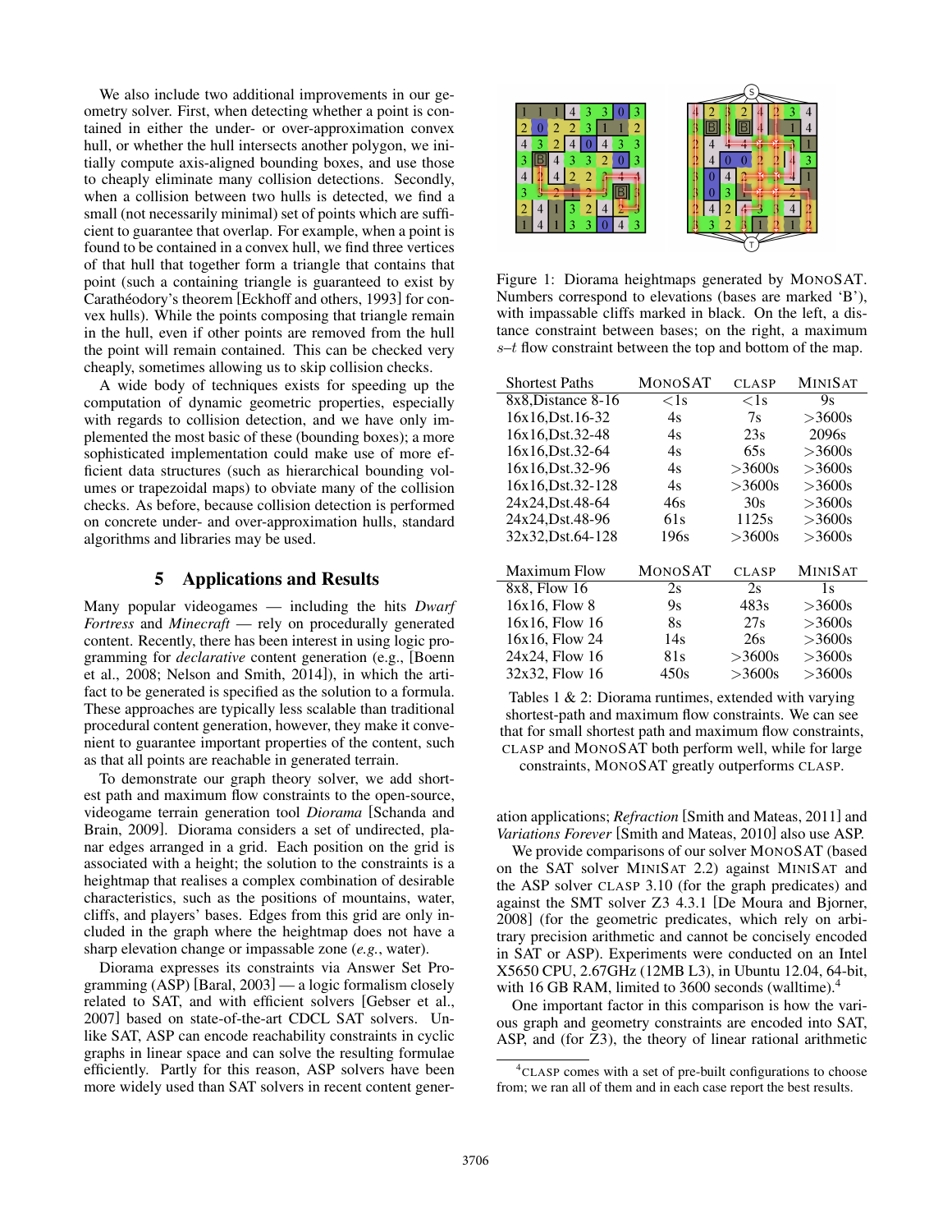We also include two additional improvements in our geometry solver. First, when detecting whether a point is contained in either the under- or over-approximation convex hull, or whether the hull intersects another polygon, we initially compute axis-aligned bounding boxes, and use those to cheaply eliminate many collision detections. Secondly, when a collision between two hulls is detected, we find a small (not necessarily minimal) set of points which are sufficient to guarantee that overlap. For example, when a point is found to be contained in a convex hull, we find three vertices of that hull that together form a triangle that contains that point (such a containing triangle is guaranteed to exist by Carathéodory's theorem [Eckhoff and others, 1993] for convex hulls). While the points composing that triangle remain in the hull, even if other points are removed from the hull the point will remain contained. This can be checked very cheaply, sometimes allowing us to skip collision checks.

A wide body of techniques exists for speeding up the computation of dynamic geometric properties, especially with regards to collision detection, and we have only implemented the most basic of these (bounding boxes); a more sophisticated implementation could make use of more efficient data structures (such as hierarchical bounding volumes or trapezoidal maps) to obviate many of the collision checks. As before, because collision detection is performed on concrete under- and over-approximation hulls, standard algorithms and libraries may be used.

## 5 Applications and Results

Many popular videogames — including the hits *Dwarf Fortress* and *Minecraft* — rely on procedurally generated content. Recently, there has been interest in using logic programming for *declarative* content generation (e.g., [Boenn et al., 2008; Nelson and Smith, 2014]), in which the artifact to be generated is specified as the solution to a formula. These approaches are typically less scalable than traditional procedural content generation, however, they make it convenient to guarantee important properties of the content, such as that all points are reachable in generated terrain.

To demonstrate our graph theory solver, we add shortest path and maximum flow constraints to the open-source, videogame terrain generation tool *Diorama* [Schanda and Brain, 2009]. Diorama considers a set of undirected, planar edges arranged in a grid. Each position on the grid is associated with a height; the solution to the constraints is a heightmap that realises a complex combination of desirable characteristics, such as the positions of mountains, water, cliffs, and players' bases. Edges from this grid are only included in the graph where the heightmap does not have a sharp elevation change or impassable zone (*e.g.*, water).

Diorama expresses its constraints via Answer Set Programming (ASP) [Baral, 2003] — a logic formalism closely related to SAT, and with efficient solvers [Gebser et al., 2007] based on state-of-the-art CDCL SAT solvers. Unlike SAT, ASP can encode reachability constraints in cyclic graphs in linear space and can solve the resulting formulae efficiently. Partly for this reason, ASP solvers have been more widely used than SAT solvers in recent content generation applications; *Refraction* [Smith and Mateas, 2011] and *Variations Forever* [Smith and Mateas, 2010] also use ASP.

Figure 1: Diorama heightmaps generated by MONOSAT. Numbers correspond to elevations (bases are marked 'B'), with impassable cliffs marked in black. On the left, a distance constraint between bases; on the right, a maximum $s$–$t$ flow constraint between the top and bottom of the map.

| Shortest Paths | MONOSAT | CLASP | MINISAT |
|---|---|---|---|
| 8x8,Distance 8-16 | <1s | <1s | 9s |
| 16x16,Dst.16-32 | 4s | 7s | >3600s |
| 16x16,Dst.32-48 | 4s | 23s | 2096s |
| 16x16,Dst.32-64 | 4s | 65s | >3600s |
| 16x16,Dst.32-96 | 4s | >3600s | >3600s |
| 16x16,Dst.32-128 | 4s | >3600s | >3600s |
| 24x24,Dst.48-64 | 46s | 30s | >3600s |
| 24x24,Dst.48-96 | 61s | 1125s | >3600s |
| 32x32,Dst.64-128 | 196s | >3600s | >3600s |

| Maximum Flow | MONOSAT | CLASP | MINISAT |
|---|---|---|---|
| 8x8, Flow 16 | 2s | 2s | 1s |
| 16x16, Flow 8 | 9s | 483s | >3600s |
| 16x16, Flow 16 | 8s | 27s | >3600s |
| 16x16, Flow 24 | 14s | 26s | >3600s |
| 24x24, Flow 16 | 81s | >3600s | >3600s |
| 32x32, Flow 16 | 450s | >3600s | >3600s |

Tables 1 & 2: Diorama runtimes, extended with varying shortest-path and maximum flow constraints. We can see that for small shortest path and maximum flow constraints, CLASP and MONOSAT both perform well, while for large constraints, MONOSAT greatly outperforms CLASP.

We provide comparisons of our solver MONOSAT (based on the SAT solver MINISAT 2.2) against MINISAT and the ASP solver CLASP 3.10 (for the graph predicates) and against the SMT solver Z3 4.3.1 [De Moura and Bjorner, 2008] (for the geometric predicates, which rely on arbitrary precision arithmetic and cannot be concisely encoded in SAT or ASP). Experiments were conducted on an Intel X5650 CPU, 2.67GHz (12MB L3), in Ubuntu 12.04, 64-bit, with 16 GB RAM, limited to 3600 seconds (walltime).[4]

One important factor in this comparison is how the various graph and geometry constraints are encoded into SAT, ASP, and (for Z3), the theory of linear rational arithmetic

[4] CLASP comes with a set of pre-built configurations to choose from; we ran all of them and in each case report the best results.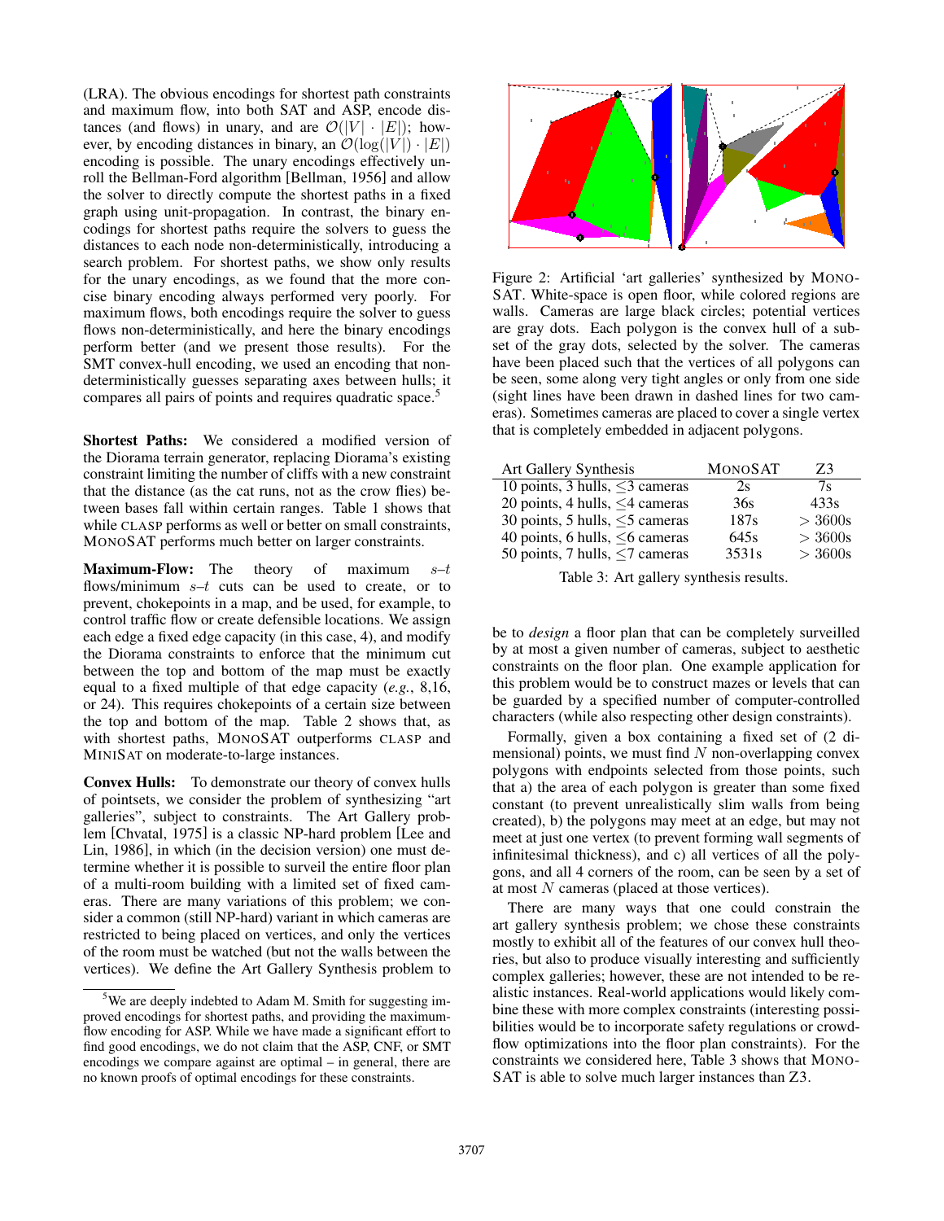(LRA). The obvious encodings for shortest path constraints and maximum flow, into both SAT and ASP, encode distances (and flows) in unary, and are $\mathcal{O}(|V| \cdot |E|)$; however, by encoding distances in binary, an $\mathcal{O}(\log(|V|) \cdot |E|)$ encoding is possible. The unary encodings effectively unroll the Bellman-Ford algorithm [Bellman, 1956] and allow the solver to directly compute the shortest paths in a fixed graph using unit-propagation. In contrast, the binary encodings for shortest paths require the solvers to guess the distances to each node non-deterministically, introducing a search problem. For shortest paths, we show only results for the unary encodings, as we found that the more concise binary encoding always performed very poorly. For maximum flows, both encodings require the solver to guess flows non-deterministically, and here the binary encodings perform better (and we present those results). For the SMT convex-hull encoding, we used an encoding that non-deterministically guesses separating axes between hulls; it compares all pairs of points and requires quadratic space.[5]

**Shortest Paths:** We considered a modified version of the Diorama terrain generator, replacing Diorama's existing constraint limiting the number of cliffs with a new constraint that the distance (as the cat runs, not as the crow flies) between bases fall within certain ranges. Table 1 shows that while CLASP performs as well or better on small constraints, MONOSAT performs much better on larger constraints.

**Maximum-Flow:** The theory of maximum $s$–$t$ flows/minimum $s$–$t$ cuts can be used to create, or to prevent, chokepoints in a map, and be used, for example, to control traffic flow or create defensible locations. We assign each edge a fixed edge capacity (in this case, 4), and modify the Diorama constraints to enforce that the minimum cut between the top and bottom of the map must be exactly equal to a fixed multiple of that edge capacity (*e.g.*, 8,16, or 24). This requires chokepoints of a certain size between the top and bottom of the map. Table 2 shows that, as with shortest paths, MONOSAT outperforms CLASP and MINISAT on moderate-to-large instances.

**Convex Hulls:** To demonstrate our theory of convex hulls of pointsets, we consider the problem of synthesizing "art galleries", subject to constraints. The Art Gallery problem [Chvatal, 1975] is a classic NP-hard problem [Lee and Lin, 1986], in which (in the decision version) one must determine whether it is possible to surveil the entire floor plan of a multi-room building with a limited set of fixed cameras. There are many variations of this problem; we consider a common (still NP-hard) variant in which cameras are restricted to being placed on vertices, and only the vertices of the room must be watched (but not the walls between the vertices). We define the Art Gallery Synthesis problem to be to *design* a floor plan that can be completely surveilled by at most a given number of cameras, subject to aesthetic constraints on the floor plan. One example application for this problem would be to construct mazes or levels that can be guarded by a specified number of computer-controlled characters (while also respecting other design constraints).

Formally, given a box containing a fixed set of (2 dimensional) points, we must find $N$ non-overlapping convex polygons with endpoints selected from those points, such that a) the area of each polygon is greater than some fixed constant (to prevent unrealistically slim walls from being created), b) the polygons may meet at an edge, but may not meet at just one vertex (to prevent forming wall segments of infinitesimal thickness), and c) all vertices of all the polygons, and all 4 corners of the room, can be seen by a set of at most $N$ cameras (placed at those vertices).

There are many ways that one could constrain the art gallery synthesis problem; we chose these constraints mostly to exhibit all of the features of our convex hull theories, but also to produce visually interesting and sufficiently complex galleries; however, these are not intended to be realistic instances. Real-world applications would likely combine these with more complex constraints (interesting possibilities would be to incorporate safety regulations or crowd-flow optimizations into the floor plan constraints). For the constraints we considered here, Table 3 shows that MONOSAT is able to solve much larger instances than Z3.

Figure 2: Artificial 'art galleries' synthesized by MONOSAT. White-space is open floor, while colored regions are walls. Cameras are large black circles; potential vertices are gray dots. Each polygon is the convex hull of a subset of the gray dots, selected by the solver. The cameras have been placed such that the vertices of all polygons can be seen, some along very tight angles or only from one side (sight lines have been drawn in dashed lines for two cameras). Sometimes cameras are placed to cover a single vertex that is completely embedded in adjacent polygons.

| Art Gallery Synthesis | MONOSAT | Z3 |
|---|---|---|
| 10 points, 3 hulls, $\leq$3 cameras | 2s | 7s |
| 20 points, 4 hulls, $\leq$4 cameras | 36s | 433s |
| 30 points, 5 hulls, $\leq$5 cameras | 187s | $>$ 3600s |
| 40 points, 6 hulls, $\leq$6 cameras | 645s | $>$ 3600s |
| 50 points, 7 hulls, $\leq$7 cameras | 3531s | $>$ 3600s |

Table 3: Art gallery synthesis results.

[5] We are deeply indebted to Adam M. Smith for suggesting improved encodings for shortest paths, and providing the maximum-flow encoding for ASP. While we have made a significant effort to find good encodings, we do not claim that the ASP, CNF, or SMT encodings we compare against are optimal – in general, there are no known proofs of optimal encodings for these constraints.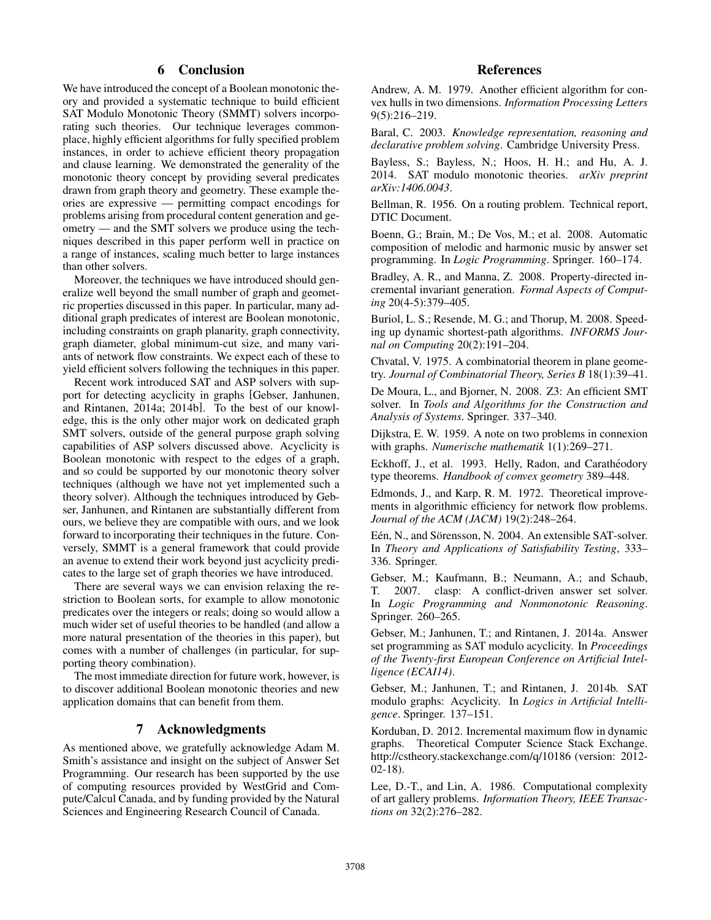## 6 Conclusion

We have introduced the concept of a Boolean monotonic theory and provided a systematic technique to build efficient SAT Modulo Monotonic Theory (SMMT) solvers incorporating such theories. Our technique leverages commonplace, highly efficient algorithms for fully specified problem instances, in order to achieve efficient theory propagation and clause learning. We demonstrated the generality of the monotonic theory concept by providing several predicates drawn from graph theory and geometry. These example theories are expressive — permitting compact encodings for problems arising from procedural content generation and geometry — and the SMT solvers we produce using the techniques described in this paper perform well in practice on a range of instances, scaling much better to large instances than other solvers.

Moreover, the techniques we have introduced should generalize well beyond the small number of graph and geometric properties discussed in this paper. In particular, many additional graph predicates of interest are Boolean monotonic, including constraints on graph planarity, graph connectivity, graph diameter, global minimum-cut size, and many variants of network flow constraints. We expect each of these to yield efficient solvers following the techniques in this paper.

Recent work introduced SAT and ASP solvers with support for detecting acyclicity in graphs [Gebser, Janhunen, and Rintanen, 2014a; 2014b]. To the best of our knowledge, this is the only other major work on dedicated graph SMT solvers, outside of the general purpose graph solving capabilities of ASP solvers discussed above. Acyclicity is Boolean monotonic with respect to the edges of a graph, and so could be supported by our monotonic theory solver techniques (although we have not yet implemented such a theory solver). Although the techniques introduced by Gebser, Janhunen, and Rintanen are substantially different from ours, we believe they are compatible with ours, and we look forward to incorporating their techniques in the future. Conversely, SMMT is a general framework that could provide an avenue to extend their work beyond just acyclicity predicates to the large set of graph theories we have introduced.

There are several ways we can envision relaxing the restriction to Boolean sorts, for example to allow monotonic predicates over the integers or reals; doing so would allow a much wider set of useful theories to be handled (and allow a more natural presentation of the theories in this paper), but comes with a number of challenges (in particular, for supporting theory combination).

The most immediate direction for future work, however, is to discover additional Boolean monotonic theories and new application domains that can benefit from them.

## 7 Acknowledgments

As mentioned above, we gratefully acknowledge Adam M. Smith's assistance and insight on the subject of Answer Set Programming. Our research has been supported by the use of computing resources provided by WestGrid and Compute/Calcul Canada, and by funding provided by the Natural Sciences and Engineering Research Council of Canada.

## References

Andrew, A. M. 1979. Another efficient algorithm for convex hulls in two dimensions. *Information Processing Letters* 9(5):216–219.

Baral, C. 2003. *Knowledge representation, reasoning and declarative problem solving*. Cambridge University Press.

Bayless, S.; Bayless, N.; Hoos, H. H.; and Hu, A. J. 2014. SAT modulo monotonic theories. *arXiv preprint arXiv:1406.0043*.

Bellman, R. 1956. On a routing problem. Technical report, DTIC Document.

Boenn, G.; Brain, M.; De Vos, M.; et al. 2008. Automatic composition of melodic and harmonic music by answer set programming. In *Logic Programming*. Springer. 160–174.

Bradley, A. R., and Manna, Z. 2008. Property-directed incremental invariant generation. *Formal Aspects of Computing* 20(4-5):379–405.

Buriol, L. S.; Resende, M. G.; and Thorup, M. 2008. Speeding up dynamic shortest-path algorithms. *INFORMS Journal on Computing* 20(2):191–204.

Chvatal, V. 1975. A combinatorial theorem in plane geometry. *Journal of Combinatorial Theory, Series B* 18(1):39–41.

De Moura, L., and Bjorner, N. 2008. Z3: An efficient SMT solver. In *Tools and Algorithms for the Construction and Analysis of Systems*. Springer. 337–340.

Dijkstra, E. W. 1959. A note on two problems in connexion with graphs. *Numerische mathematik* 1(1):269–271.

Eckhoff, J., et al. 1993. Helly, Radon, and Carathéodory type theorems. *Handbook of convex geometry* 389–448.

Edmonds, J., and Karp, R. M. 1972. Theoretical improvements in algorithmic efficiency for network flow problems. *Journal of the ACM (JACM)* 19(2):248–264.

Eén, N., and Sörensson, N. 2004. An extensible SAT-solver. In *Theory and Applications of Satisfiability Testing*, 333–336. Springer.

Gebser, M.; Kaufmann, B.; Neumann, A.; and Schaub, T. 2007. clasp: A conflict-driven answer set solver. In *Logic Programming and Nonmonotonic Reasoning*. Springer. 260–265.

Gebser, M.; Janhunen, T.; and Rintanen, J. 2014a. Answer set programming as SAT modulo acyclicity. In *Proceedings of the Twenty-first European Conference on Artificial Intelligence (ECAI14)*.

Gebser, M.; Janhunen, T.; and Rintanen, J. 2014b. SAT modulo graphs: Acyclicity. In *Logics in Artificial Intelligence*. Springer. 137–151.

Korduban, D. 2012. Incremental maximum flow in dynamic graphs. Theoretical Computer Science Stack Exchange. http://cstheory.stackexchange.com/q/10186 (version: 2012-02-18).

Lee, D.-T., and Lin, A. 1986. Computational complexity of art gallery problems. *Information Theory, IEEE Transactions on* 32(2):276–282.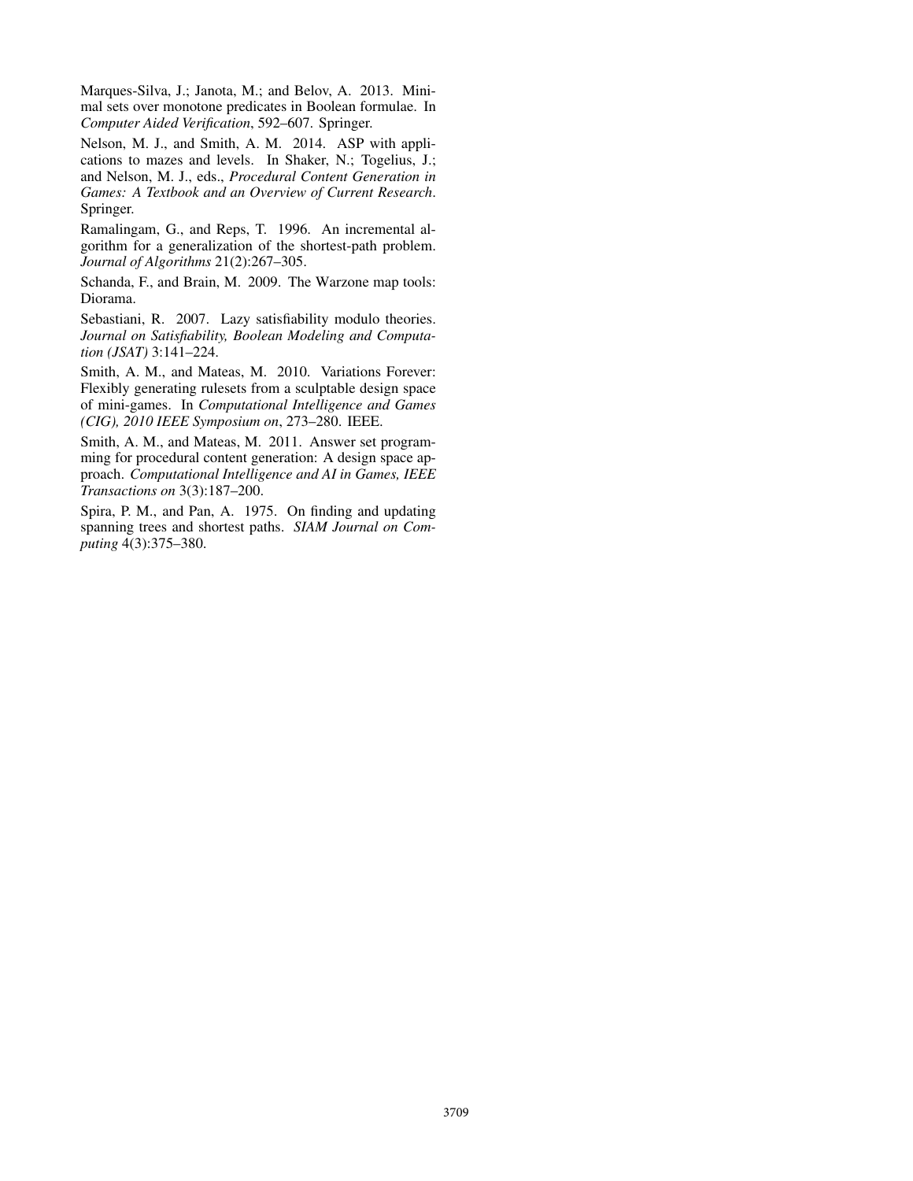Marques-Silva, J.; Janota, M.; and Belov, A. 2013. Minimal sets over monotone predicates in Boolean formulae. In *Computer Aided Verification*, 592–607. Springer.

Nelson, M. J., and Smith, A. M. 2014. ASP with applications to mazes and levels. In Shaker, N.; Togelius, J.; and Nelson, M. J., eds., *Procedural Content Generation in Games: A Textbook and an Overview of Current Research*. Springer.

Ramalingam, G., and Reps, T. 1996. An incremental algorithm for a generalization of the shortest-path problem. *Journal of Algorithms* 21(2):267–305.

Schanda, F., and Brain, M. 2009. The Warzone map tools: Diorama.

Sebastiani, R. 2007. Lazy satisfiability modulo theories. *Journal on Satisfiability, Boolean Modeling and Computation (JSAT)* 3:141–224.

Smith, A. M., and Mateas, M. 2010. Variations Forever: Flexibly generating rulesets from a sculptable design space of mini-games. In *Computational Intelligence and Games (CIG), 2010 IEEE Symposium on*, 273–280. IEEE.

Smith, A. M., and Mateas, M. 2011. Answer set programming for procedural content generation: A design space approach. *Computational Intelligence and AI in Games, IEEE Transactions on* 3(3):187–200.

Spira, P. M., and Pan, A. 1975. On finding and updating spanning trees and shortest paths. *SIAM Journal on Computing* 4(3):375–380.